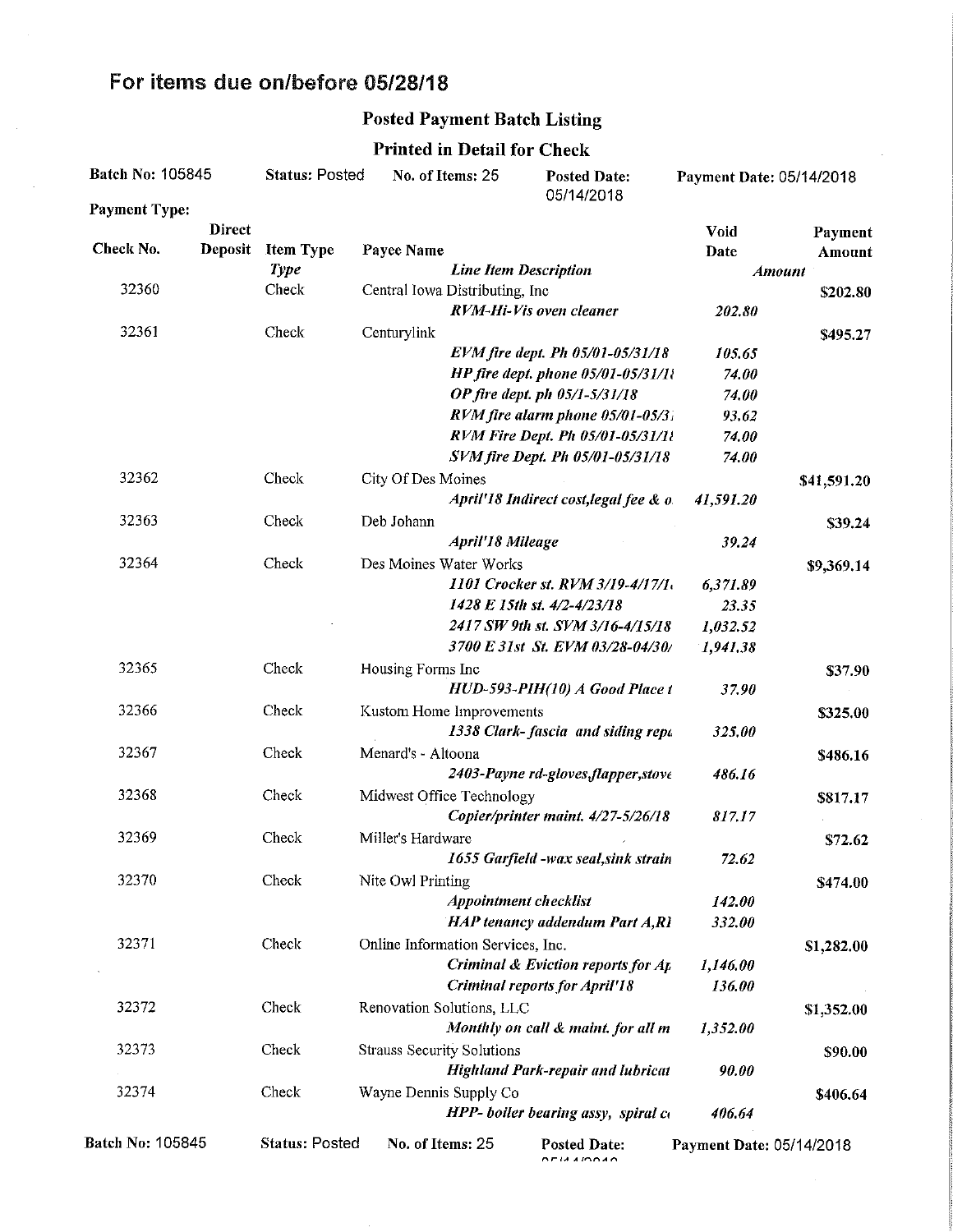# For items due on/before 05/28/18

## Posted Payment Batch Listing

### Printed in Detail for Check

**Batch No:** 105845 **Status:** Posted **No. of Items:** 25 **Posted Date:** 05/14/2018 **Payment Date:** 05/14/2018

**Payment Type:**

| Check No. | Direct Deposit | Item Type / *Type* | Payee Name / *Line Item Description* | Void Date / *Amount* | Payment Amount |
|---|---|---|---|---|---|
| 32360 | | Check | Central Iowa Distributing, Inc | | $202.80 |
| | | | *RVM-Hi-Vis oven cleaner* | *202.80* | |
| 32361 | | Check | Centurylink | | $495.27 |
| | | | *EVM fire dept. Ph 05/01-05/31/18* | *105.65* | |
| | | | *HP fire dept. phone 05/01-05/31/1ℓ* | *74.00* | |
| | | | *OP fire dept. ph 05/1-5/31/18* | *74.00* | |
| | | | *RVM fire alarm phone 05/01-05/3ℓ* | *93.62* | |
| | | | *RVM Fire Dept. Ph 05/01-05/31/1ℓ* | *74.00* | |
| | | | *SVM fire Dept. Ph 05/01-05/31/18* | *74.00* | |
| 32362 | | Check | City Of Des Moines | | $41,591.20 |
| | | | *April'18 Indirect cost,legal fee & o* | *41,591.20* | |
| 32363 | | Check | Deb Johann | | $39.24 |
| | | | *April'18 Mileage* | *39.24* | |
| 32364 | | Check | Des Moines Water Works | | $9,369.14 |
| | | | *1101 Crocker st. RVM 3/19-4/17/1* | *6,371.89* | |
| | | | *1428 E 15th st. 4/2-4/23/18* | *23.35* | |
| | | | *2417 SW 9th st. SVM 3/16-4/15/18* | *1,032.52* | |
| | | | *3700 E 31st St. EVM 03/28-04/30/* | *1,941.38* | |
| 32365 | | Check | Housing Forms Inc | | $37.90 |
| | | | *HUD-593-PIH(10) A Good Place t* | *37.90* | |
| 32366 | | Check | Kustom Home Improvements | | $325.00 |
| | | | *1338 Clark- fascia and siding repa* | *325.00* | |
| 32367 | | Check | Menard's - Altoona | | $486.16 |
| | | | *2403-Payne rd-gloves,flapper,stove* | *486.16* | |
| 32368 | | Check | Midwest Office Technology | | $817.17 |
| | | | *Copier/printer maint. 4/27-5/26/18* | *817.17* | |
| 32369 | | Check | Miller's Hardware | | $72.62 |
| | | | *1655 Garfield -wax seal,sink strain* | *72.62* | |
| 32370 | | Check | Nite Owl Printing | | $474.00 |
| | | | *Appointment checklist* | *142.00* | |
| | | | *HAP tenancy addendum Part A,Rl* | *332.00* | |
| 32371 | | Check | Online Information Services, Inc. | | $1,282.00 |
| | | | *Criminal & Eviction reports for Ap* | *1,146.00* | |
| | | | *Criminal reports for April'18* | *136.00* | |
| 32372 | | Check | Renovation Solutions, LLC | | $1,352.00 |
| | | | *Monthly on call & maint. for all m* | *1,352.00* | |
| 32373 | | Check | Strauss Security Solutions | | $90.00 |
| | | | *Highland Park-repair and lubricat* | *90.00* | |
| 32374 | | Check | Wayne Dennis Supply Co | | $406.64 |
| | | | *HPP- boiler bearing assy, spiral c* | *406.64* | |

**Batch No:** 105845 **Status:** Posted **No. of Items:** 25 **Posted Date:** 05/14/2018 **Payment Date:** 05/14/2018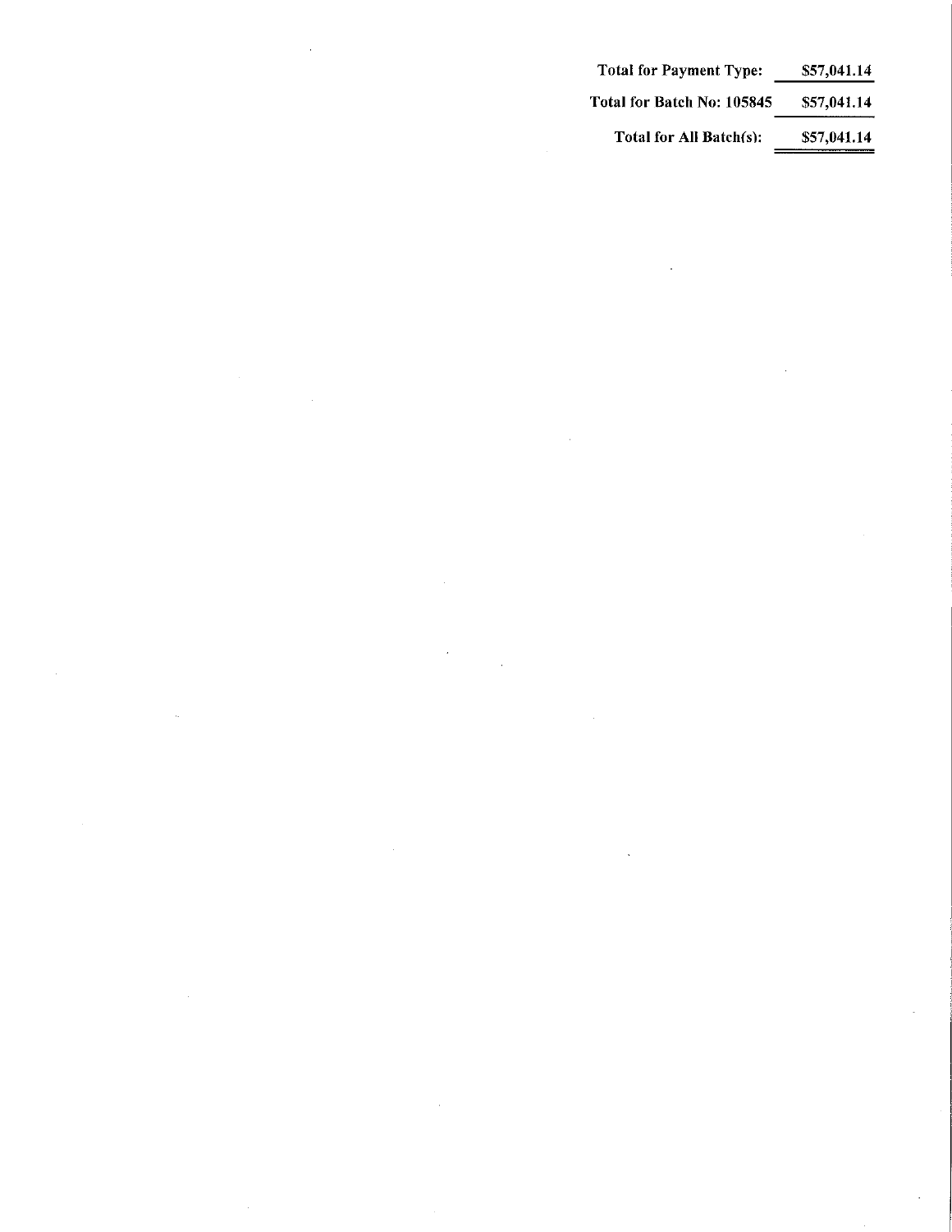| | |
|---|---|
| **Total for Payment Type:** | **$57,041.14** |
| **Total for Batch No: 105845** | **$57,041.14** |
| **Total for All Batch(s):** | **$57,041.14** |